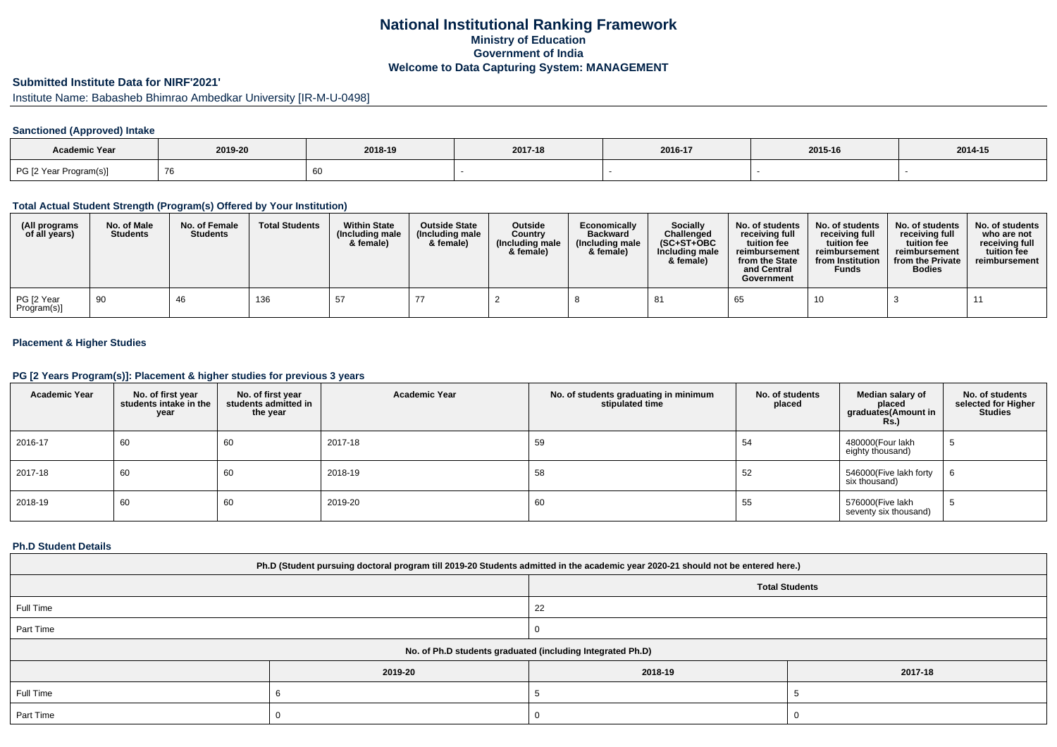# National Institutional Ranking Framework

## Ministry of Education

## Government of India

## Welcome to Data Capturing System: MANAGEMENT

### Submitted Institute Data for NIRF'2021'

Institute Name: Babasheb Bhimrao Ambedkar University [IR-M-U-0498]

#### Sanctioned (Approved) Intake

| Academic Year | 2019-20 | 2018-19 | 2017-18 | 2016-17 | 2015-16 | 2014-15 |
|---|---|---|---|---|---|---|
| PG [2 Year Program(s)] | 76 | 60 | - | - | - | - |

#### Total Actual Student Strength (Program(s) Offered by Your Institution)

| (All programs of all years) | No. of Male Students | No. of Female Students | Total Students | Within State (Including male & female) | Outside State (Including male & female) | Outside Country (Including male & female) | Economically Backward (Including male & female) | Socially Challenged (SC+ST+OBC Including male & female) | No. of students receiving full tuition fee reimbursement from the State and Central Government | No. of students receiving full tuition fee reimbursement from Institution Funds | No. of students receiving full tuition fee reimbursement from the Private Bodies | No. of students who are not receiving full tuition fee reimbursement |
|---|---|---|---|---|---|---|---|---|---|---|---|---|
| PG [2 Year Program(s)] | 90 | 46 | 136 | 57 | 77 | 2 | 8 | 81 | 65 | 10 | 3 | 11 |

#### Placement & Higher Studies

#### PG [2 Years Program(s)]: Placement & higher studies for previous 3 years

| Academic Year | No. of first year students intake in the year | No. of first year students admitted in the year | Academic Year | No. of students graduating in minimum stipulated time | No. of students placed | Median salary of placed graduates(Amount in Rs.) | No. of students selected for Higher Studies |
|---|---|---|---|---|---|---|---|
| 2016-17 | 60 | 60 | 2017-18 | 59 | 54 | 480000(Four lakh eighty thousand) | 5 |
| 2017-18 | 60 | 60 | 2018-19 | 58 | 52 | 546000(Five lakh forty six thousand) | 6 |
| 2018-19 | 60 | 60 | 2019-20 | 60 | 55 | 576000(Five lakh seventy six thousand) | 5 |

#### Ph.D Student Details

| Ph.D (Student pursuing doctoral program till 2019-20 Students admitted in the academic year 2020-21 should not be entered here.) | | | |
|---|---|---|---|
| | Total Students | | |
| Full Time | 22 | | |
| Part Time | 0 | | |
| No. of Ph.D students graduated (including Integrated Ph.D) | | | |
| | 2019-20 | 2018-19 | 2017-18 |
| Full Time | 6 | 5 | 5 |
| Part Time | 0 | 0 | 0 |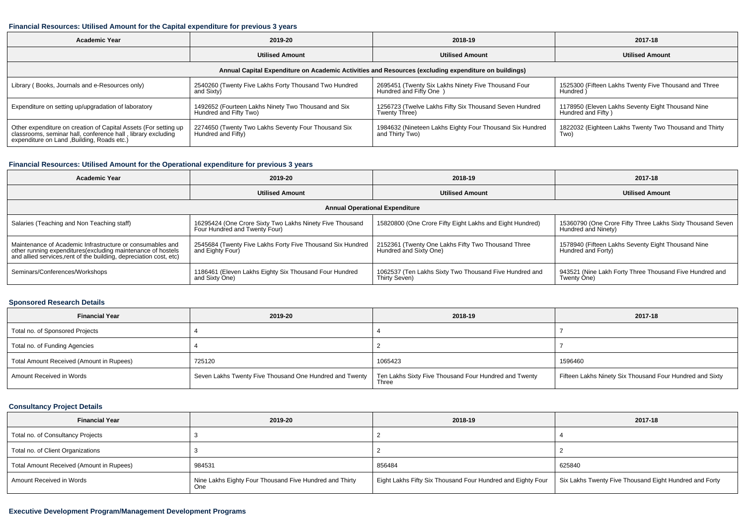#### Financial Resources: Utilised Amount for the Capital expenditure for previous 3 years

| Academic Year | 2019-20 | 2018-19 | 2017-18 |
|---|---|---|---|
| | Utilised Amount | Utilised Amount | Utilised Amount |
| Annual Capital Expenditure on Academic Activities and Resources (excluding expenditure on buildings) | | | |
| Library ( Books, Journals and e-Resources only) | 2540260 (Twenty Five Lakhs Forty Thousand Two Hundred and Sixty) | 2695451 (Twenty Six Lakhs Ninety Five Thousand Four Hundred and Fifty One ) | 1525300 (Fifteen Lakhs Twenty Five Thousand and Three Hundred ) |
| Expenditure on setting up/upgradation of laboratory | 1492652 (Fourteen Lakhs Ninety Two Thousand and Six Hundred and Fifty Two) | 1256723 (Twelve Lakhs Fifty Six Thousand Seven Hundred Twenty Three) | 1178950 (Eleven Lakhs Seventy Eight Thousand Nine Hundred and Fifty ) |
| Other expenditure on creation of Capital Assets (For setting up classrooms, seminar hall, conference hall , library excluding expenditure on Land ,Building, Roads etc.) | 2274650 (Twenty Two Lakhs Seventy Four Thousand Six Hundred and Fifty) | 1984632 (Nineteen Lakhs Eighty Four Thousand Six Hundred and Thirty Two) | 1822032 (Eighteen Lakhs Twenty Two Thousand and Thirty Two) |

#### Financial Resources: Utilised Amount for the Operational expenditure for previous 3 years

| Academic Year | 2019-20 | 2018-19 | 2017-18 |
|---|---|---|---|
| | Utilised Amount | Utilised Amount | Utilised Amount |
| Annual Operational Expenditure | | | |
| Salaries (Teaching and Non Teaching staff) | 16295424 (One Crore Sixty Two Lakhs Ninety Five Thousand Four Hundred and Twenty Four) | 15820800 (One Crore Fifty Eight Lakhs and Eight Hundred) | 15360790 (One Crore Fifty Three Lakhs Sixty Thousand Seven Hundred and Ninety) |
| Maintenance of Academic Infrastructure or consumables and other running expenditures(excluding maintenance of hostels and allied services,rent of the building, depreciation cost, etc) | 2545684 (Twenty Five Lakhs Forty Five Thousand Six Hundred and Eighty Four) | 2152361 (Twenty One Lakhs Fifty Two Thousand Three Hundred and Sixty One) | 1578940 (Fifteen Lakhs Seventy Eight Thousand Nine Hundred and Forty) |
| Seminars/Conferences/Workshops | 1186461 (Eleven Lakhs Eighty Six Thousand Four Hundred and Sixty One) | 1062537 (Ten Lakhs Sixty Two Thousand Five Hundred and Thirty Seven) | 943521 (Nine Lakh Forty Three Thousand Five Hundred and Twenty One) |

#### Sponsored Research Details

| Financial Year | 2019-20 | 2018-19 | 2017-18 |
|---|---|---|---|
| Total no. of Sponsored Projects | 4 | 4 | 7 |
| Total no. of Funding Agencies | 4 | 2 | 7 |
| Total Amount Received (Amount in Rupees) | 725120 | 1065423 | 1596460 |
| Amount Received in Words | Seven Lakhs Twenty Five Thousand One Hundred and Twenty | Ten Lakhs Sixty Five Thousand Four Hundred and Twenty Three | Fifteen Lakhs Ninety Six Thousand Four Hundred and Sixty |

#### Consultancy Project Details

| Financial Year | 2019-20 | 2018-19 | 2017-18 |
|---|---|---|---|
| Total no. of Consultancy Projects | 3 | 2 | 4 |
| Total no. of Client Organizations | 3 | 2 | 2 |
| Total Amount Received (Amount in Rupees) | 984531 | 856484 | 625840 |
| Amount Received in Words | Nine Lakhs Eighty Four Thousand Five Hundred and Thirty One | Eight Lakhs Fifty Six Thousand Four Hundred and Eighty Four | Six Lakhs Twenty Five Thousand Eight Hundred and Forty |

#### Executive Development Program/Management Development Programs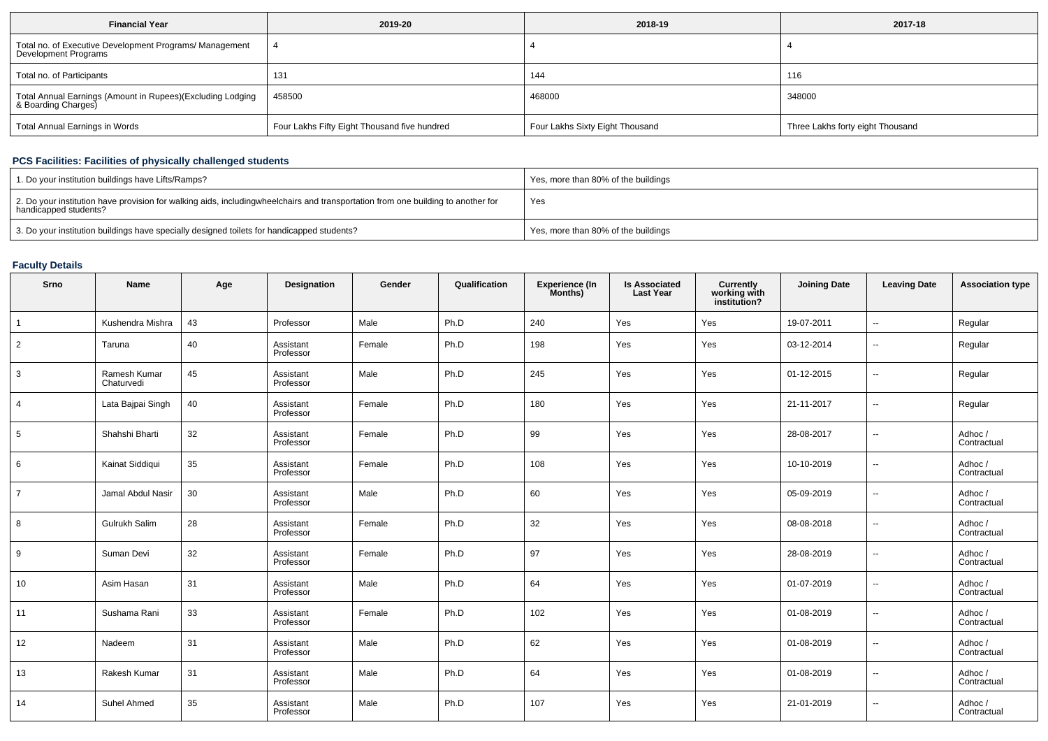| Financial Year | 2019-20 | 2018-19 | 2017-18 |
|---|---|---|---|
| Total no. of Executive Development Programs/ Management Development Programs | 4 | 4 | 4 |
| Total no. of Participants | 131 | 144 | 116 |
| Total Annual Earnings (Amount in Rupees)(Excluding Lodging & Boarding Charges) | 458500 | 468000 | 348000 |
| Total Annual Earnings in Words | Four Lakhs Fifty Eight Thousand five hundred | Four Lakhs Sixty Eight Thousand | Three Lakhs forty eight Thousand |

## PCS Facilities: Facilities of physically challenged students

| 1. Do your institution buildings have Lifts/Ramps? | Yes, more than 80% of the buildings |
|---|---|
| 2. Do your institution have provision for walking aids, includingwheelchairs and transportation from one building to another for handicapped students? | Yes |
| 3. Do your institution buildings have specially designed toilets for handicapped students? | Yes, more than 80% of the buildings |

## Faculty Details

| Srno | Name | Age | Designation | Gender | Qualification | Experience (In Months) | Is Associated Last Year | Currently working with institution? | Joining Date | Leaving Date | Association type |
|---|---|---|---|---|---|---|---|---|---|---|---|
| 1 | Kushendra Mishra | 43 | Professor | Male | Ph.D | 240 | Yes | Yes | 19-07-2011 | -- | Regular |
| 2 | Taruna | 40 | Assistant Professor | Female | Ph.D | 198 | Yes | Yes | 03-12-2014 | -- | Regular |
| 3 | Ramesh Kumar Chaturvedi | 45 | Assistant Professor | Male | Ph.D | 245 | Yes | Yes | 01-12-2015 | -- | Regular |
| 4 | Lata Bajpai Singh | 40 | Assistant Professor | Female | Ph.D | 180 | Yes | Yes | 21-11-2017 | -- | Regular |
| 5 | Shahshi Bharti | 32 | Assistant Professor | Female | Ph.D | 99 | Yes | Yes | 28-08-2017 | -- | Adhoc / Contractual |
| 6 | Kainat Siddiqui | 35 | Assistant Professor | Female | Ph.D | 108 | Yes | Yes | 10-10-2019 | -- | Adhoc / Contractual |
| 7 | Jamal Abdul Nasir | 30 | Assistant Professor | Male | Ph.D | 60 | Yes | Yes | 05-09-2019 | -- | Adhoc / Contractual |
| 8 | Gulrukh Salim | 28 | Assistant Professor | Female | Ph.D | 32 | Yes | Yes | 08-08-2018 | -- | Adhoc / Contractual |
| 9 | Suman Devi | 32 | Assistant Professor | Female | Ph.D | 97 | Yes | Yes | 28-08-2019 | -- | Adhoc / Contractual |
| 10 | Asim Hasan | 31 | Assistant Professor | Male | Ph.D | 64 | Yes | Yes | 01-07-2019 | -- | Adhoc / Contractual |
| 11 | Sushama Rani | 33 | Assistant Professor | Female | Ph.D | 102 | Yes | Yes | 01-08-2019 | -- | Adhoc / Contractual |
| 12 | Nadeem | 31 | Assistant Professor | Male | Ph.D | 62 | Yes | Yes | 01-08-2019 | -- | Adhoc / Contractual |
| 13 | Rakesh Kumar | 31 | Assistant Professor | Male | Ph.D | 64 | Yes | Yes | 01-08-2019 | -- | Adhoc / Contractual |
| 14 | Suhel Ahmed | 35 | Assistant Professor | Male | Ph.D | 107 | Yes | Yes | 21-01-2019 | -- | Adhoc / Contractual |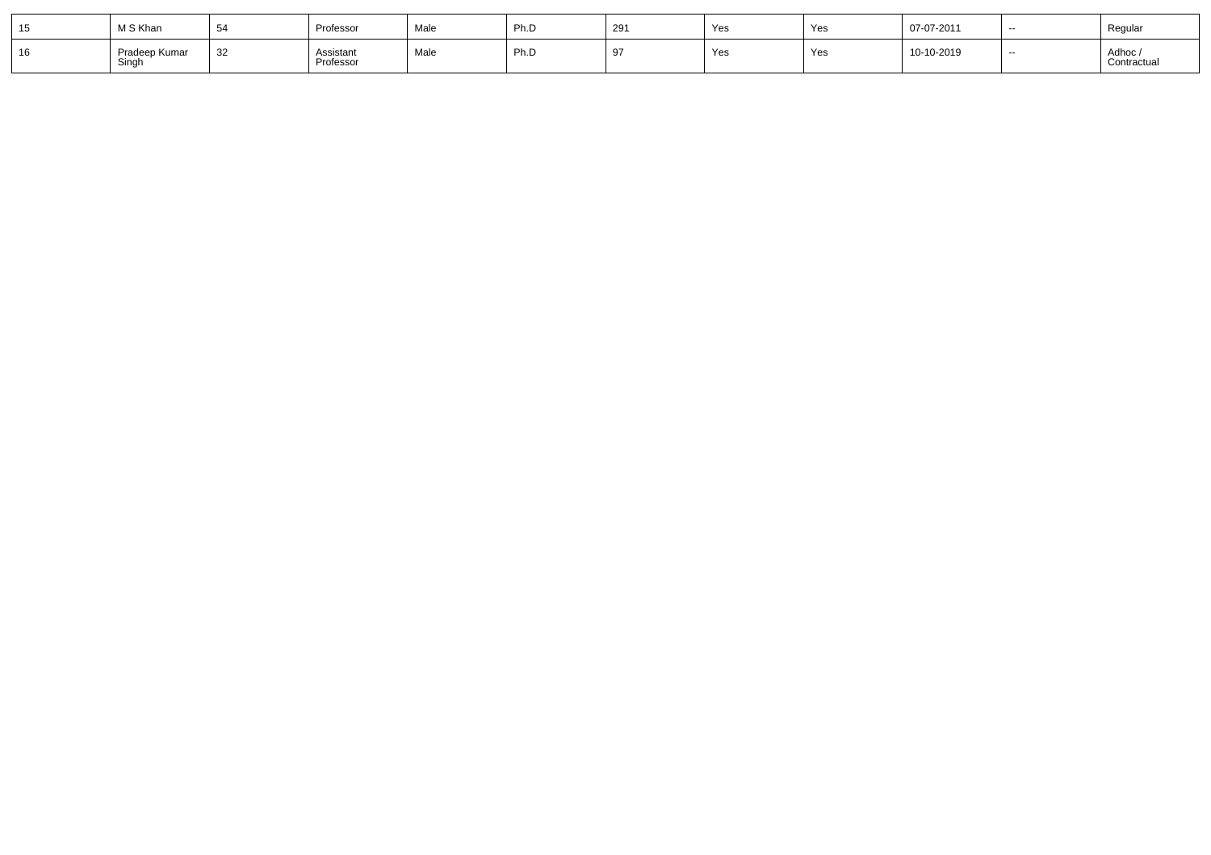| | | | | | | | | | | | |
|---|---|---|---|---|---|---|---|---|---|---|---|
| 15 | M S Khan | 54 | Professor | Male | Ph.D | 291 | Yes | Yes | 07-07-2011 | -- | Regular |
| 16 | Pradeep Kumar Singh | 32 | Assistant Professor | Male | Ph.D | 97 | Yes | Yes | 10-10-2019 | -- | Adhoc / Contractual |